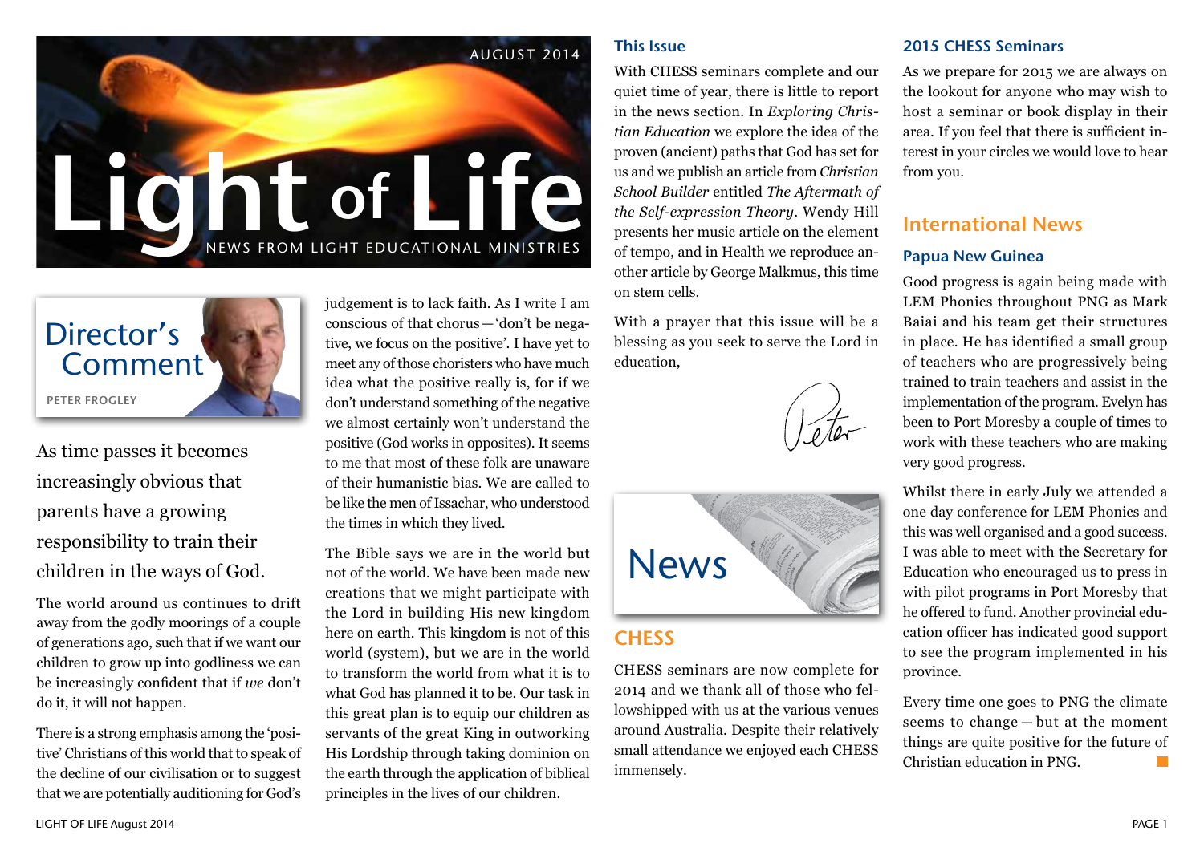AUGUST 2014

# Light of Life

NEWS FROM LIGHT EDUCATIONAL MINISTRIES

## Director's Comment

PETER FROGLEY

As time passes it becomes increasingly obvious that parents have a growing responsibility to train their children in the ways of God.

The world around us continues to drift away from the godly moorings of a couple of generations ago, such that if we want our children to grow up into godliness we can be increasingly confident that if *we* don't do it, it will not happen.

There is a strong emphasis among the 'positive' Christians of this world that to speak of the decline of our civilisation or to suggest that we are potentially auditioning for God's judgement is to lack faith. As I write I am conscious of that chorus—'don't be negative, we focus on the positive'. I have yet to meet any of those choristers who have much idea what the positive really is, for if we don't understand something of the negative we almost certainly won't understand the positive (God works in opposites). It seems to me that most of these folk are unaware of their humanistic bias. We are called to be like the men of Issachar, who understood the times in which they lived.

The Bible says we are in the world but not of the world. We have been made new creations that we might participate with the Lord in building His new kingdom here on earth. This kingdom is not of this world (system), but we are in the world to transform the world from what it is to what God has planned it to be. Our task in this great plan is to equip our children as servants of the great King in outworking His Lordship through taking dominion on the earth through the application of biblical principles in the lives of our children.

### This Issue

With CHESS seminars complete and our quiet time of year, there is little to report in the news section. In *Exploring Christian Education* we explore the idea of the proven (ancient) paths that God has set for us and we publish an article from *Christian School Builder* entitled *The Aftermath of the Self-expression Theory*. Wendy Hill presents her music article on the element of tempo, and in Health we reproduce another article by George Malkmus, this time on stem cells.

With a prayer that this issue will be a blessing as you seek to serve the Lord in education,

Peter

## News

### CHESS

CHESS seminars are now complete for 2014 and we thank all of those who fellowshipped with us at the various venues around Australia. Despite their relatively small attendance we enjoyed each CHESS immensely.

### 2015 CHESS Seminars

As we prepare for 2015 we are always on the lookout for anyone who may wish to host a seminar or book display in their area. If you feel that there is sufficient interest in your circles we would love to hear from you.

## International News

### Papua New Guinea

Good progress is again being made with LEM Phonics throughout PNG as Mark Baiai and his team get their structures in place. He has identified a small group of teachers who are progressively being trained to train teachers and assist in the implementation of the program. Evelyn has been to Port Moresby a couple of times to work with these teachers who are making very good progress.

Whilst there in early July we attended a one day conference for LEM Phonics and this was well organised and a good success. I was able to meet with the Secretary for Education who encouraged us to press in with pilot programs in Port Moresby that he offered to fund. Another provincial education officer has indicated good support to see the program implemented in his province.

Every time one goes to PNG the climate seems to change—but at the moment things are quite positive for the future of Christian education in PNG.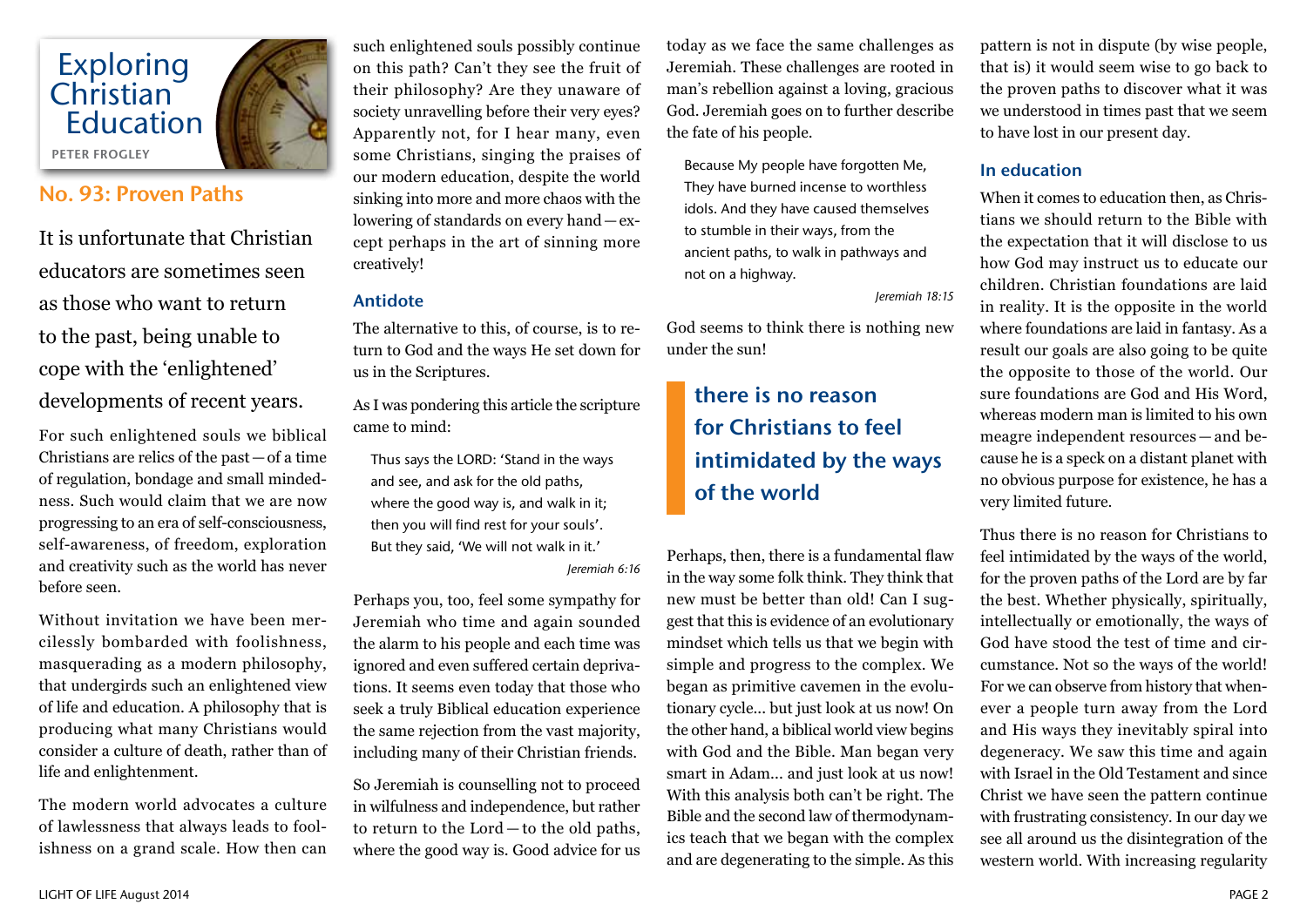# Exploring Christian Education

PETER FROGLEY

## No. 93: Proven Paths

It is unfortunate that Christian educators are sometimes seen as those who want to return to the past, being unable to cope with the 'enlightened' developments of recent years.

For such enlightened souls we biblical Christians are relics of the past — of a time of regulation, bondage and small mindedness. Such would claim that we are now progressing to an era of self-consciousness, self-awareness, of freedom, exploration and creativity such as the world has never before seen.

Without invitation we have been mercilessly bombarded with foolishness, masquerading as a modern philosophy, that undergirds such an enlightened view of life and education. A philosophy that is producing what many Christians would consider a culture of death, rather than of life and enlightenment.

The modern world advocates a culture of lawlessness that always leads to foolishness on a grand scale. How then can such enlightened souls possibly continue on this path? Can't they see the fruit of their philosophy? Are they unaware of society unravelling before their very eyes? Apparently not, for I hear many, even some Christians, singing the praises of our modern education, despite the world sinking into more and more chaos with the lowering of standards on every hand — except perhaps in the art of sinning more creatively!

### Antidote

The alternative to this, of course, is to return to God and the ways He set down for us in the Scriptures.

As I was pondering this article the scripture came to mind:

> Thus says the LORD: 'Stand in the ways and see, and ask for the old paths, where the good way is, and walk in it; then you will find rest for your souls'. But they said, 'We will not walk in it.'
>
> *Jeremiah 6:16*

Perhaps you, too, feel some sympathy for Jeremiah who time and again sounded the alarm to his people and each time was ignored and even suffered certain deprivations. It seems even today that those who seek a truly Biblical education experience the same rejection from the vast majority, including many of their Christian friends.

So Jeremiah is counselling not to proceed in wilfulness and independence, but rather to return to the Lord — to the old paths, where the good way is. Good advice for us today as we face the same challenges as Jeremiah. These challenges are rooted in man's rebellion against a loving, gracious God. Jeremiah goes on to further describe the fate of his people.

> Because My people have forgotten Me, They have burned incense to worthless idols. And they have caused themselves to stumble in their ways, from the ancient paths, to walk in pathways and not on a highway.
>
> *Jeremiah 18:15*

God seems to think there is nothing new under the sun!

> **there is no reason for Christians to feel intimidated by the ways of the world**

Perhaps, then, there is a fundamental flaw in the way some folk think. They think that new must be better than old! Can I suggest that this is evidence of an evolutionary mindset which tells us that we begin with simple and progress to the complex. We began as primitive cavemen in the evolutionary cycle... but just look at us now! On the other hand, a biblical world view begins with God and the Bible. Man began very smart in Adam... and just look at us now! With this analysis both can't be right. The Bible and the second law of thermodynamics teach that we began with the complex and are degenerating to the simple. As this pattern is not in dispute (by wise people, that is) it would seem wise to go back to the proven paths to discover what it was we understood in times past that we seem to have lost in our present day.

### In education

When it comes to education then, as Christians we should return to the Bible with the expectation that it will disclose to us how God may instruct us to educate our children. Christian foundations are laid in reality. It is the opposite in the world where foundations are laid in fantasy. As a result our goals are also going to be quite the opposite to those of the world. Our sure foundations are God and His Word, whereas modern man is limited to his own meagre independent resources — and because he is a speck on a distant planet with no obvious purpose for existence, he has a very limited future.

Thus there is no reason for Christians to feel intimidated by the ways of the world, for the proven paths of the Lord are by far the best. Whether physically, spiritually, intellectually or emotionally, the ways of God have stood the test of time and circumstance. Not so the ways of the world! For we can observe from history that whenever a people turn away from the Lord and His ways they inevitably spiral into degeneracy. We saw this time and again with Israel in the Old Testament and since Christ we have seen the pattern continue with frustrating consistency. In our day we see all around us the disintegration of the western world. With increasing regularity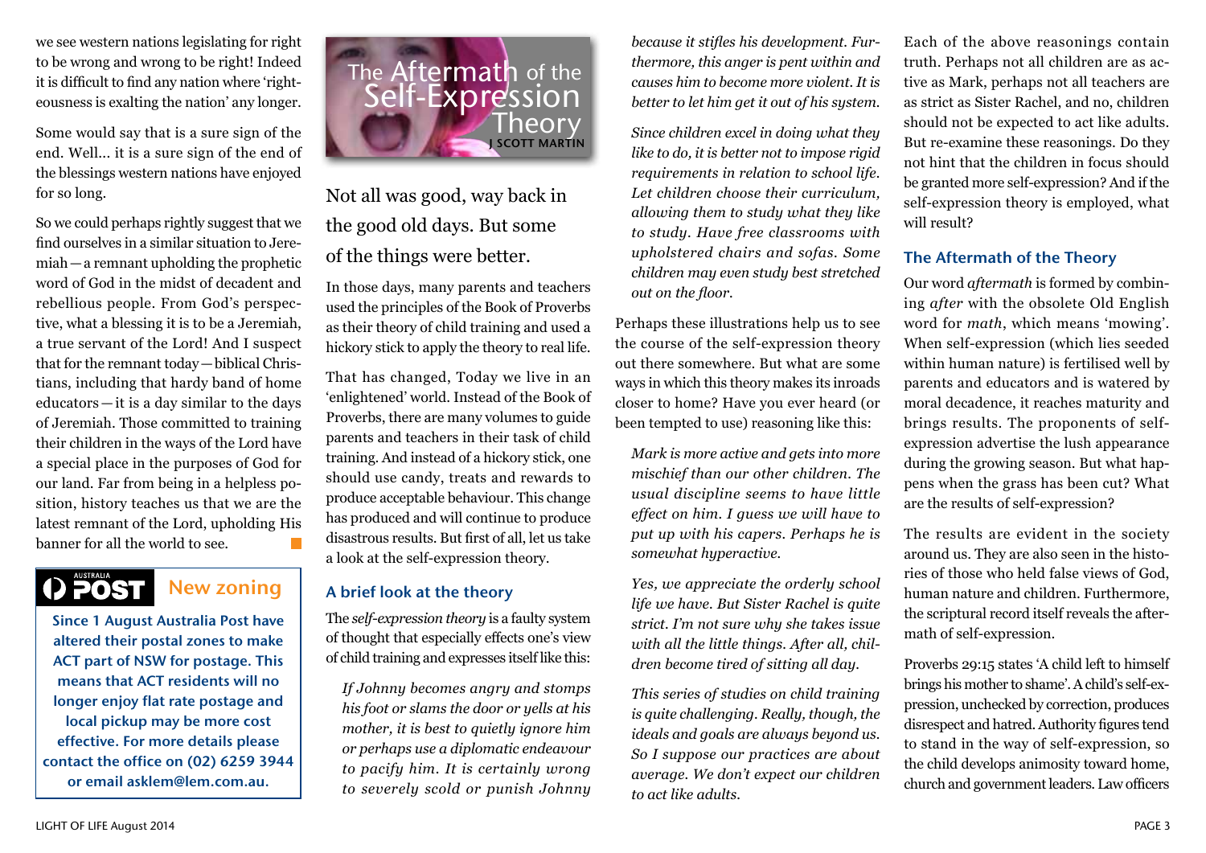we see western nations legislating for right to be wrong and wrong to be right! Indeed it is difficult to find any nation where 'righteousness is exalting the nation' any longer.

Some would say that is a sure sign of the end. Well... it is a sure sign of the end of the blessings western nations have enjoyed for so long.

So we could perhaps rightly suggest that we find ourselves in a similar situation to Jeremiah—a remnant upholding the prophetic word of God in the midst of decadent and rebellious people. From God's perspective, what a blessing it is to be a Jeremiah, a true servant of the Lord! And I suspect that for the remnant today—biblical Christians, including that hardy band of home educators—it is a day similar to the days of Jeremiah. Those committed to training their children in the ways of the Lord have a special place in the purposes of God for our land. Far from being in a helpless position, history teaches us that we are the latest remnant of the Lord, upholding His banner for all the world to see.

## AUSTRALIA POST New zoning

**Since 1 August Australia Post have altered their postal zones to make ACT part of NSW for postage. This means that ACT residents will no longer enjoy flat rate postage and local pickup may be more cost effective. For more details please contact the office on (02) 6259 3944 or email asklem@lem.com.au.**

# The Aftermath of the Self-Expression Theory

J SCOTT MARTIN

Not all was good, way back in the good old days. But some of the things were better.

In those days, many parents and teachers used the principles of the Book of Proverbs as their theory of child training and used a hickory stick to apply the theory to real life.

That has changed, Today we live in an 'enlightened' world. Instead of the Book of Proverbs, there are many volumes to guide parents and teachers in their task of child training. And instead of a hickory stick, one should use candy, treats and rewards to produce acceptable behaviour. This change has produced and will continue to produce disastrous results. But first of all, let us take a look at the self-expression theory.

### A brief look at the theory

The *self-expression theory* is a faulty system of thought that especially effects one's view of child training and expresses itself like this:

> *If Johnny becomes angry and stomps his foot or slams the door or yells at his mother, it is best to quietly ignore him or perhaps use a diplomatic endeavour to pacify him. It is certainly wrong to severely scold or punish Johnny because it stifles his development. Furthermore, this anger is pent within and causes him to become more violent. It is better to let him get it out of his system.*

> *Since children excel in doing what they like to do, it is better not to impose rigid requirements in relation to school life. Let children choose their curriculum, allowing them to study what they like to study. Have free classrooms with upholstered chairs and sofas. Some children may even study best stretched out on the floor.*

Perhaps these illustrations help us to see the course of the self-expression theory out there somewhere. But what are some ways in which this theory makes its inroads closer to home? Have you ever heard (or been tempted to use) reasoning like this:

> *Mark is more active and gets into more mischief than our other children. The usual discipline seems to have little effect on him. I guess we will have to put up with his capers. Perhaps he is somewhat hyperactive.*

> *Yes, we appreciate the orderly school life we have. But Sister Rachel is quite strict. I'm not sure why she takes issue with all the little things. After all, children become tired of sitting all day.*

> *This series of studies on child training is quite challenging. Really, though, the ideals and goals are always beyond us. So I suppose our practices are about average. We don't expect our children to act like adults.*

Each of the above reasonings contain truth. Perhaps not all children are as active as Mark, perhaps not all teachers are as strict as Sister Rachel, and no, children should not be expected to act like adults. But re-examine these reasonings. Do they not hint that the children in focus should be granted more self-expression? And if the self-expression theory is employed, what will result?

### The Aftermath of the Theory

Our word *aftermath* is formed by combining *after* with the obsolete Old English word for *math*, which means 'mowing'. When self-expression (which lies seeded within human nature) is fertilised well by parents and educators and is watered by moral decadence, it reaches maturity and brings results. The proponents of self-expression advertise the lush appearance during the growing season. But what happens when the grass has been cut? What are the results of self-expression?

The results are evident in the society around us. They are also seen in the histories of those who held false views of God, human nature and children. Furthermore, the scriptural record itself reveals the aftermath of self-expression.

Proverbs 29:15 states 'A child left to himself brings his mother to shame'. A child's self-expression, unchecked by correction, produces disrespect and hatred. Authority figures tend to stand in the way of self-expression, so the child develops animosity toward home, church and government leaders. Law officers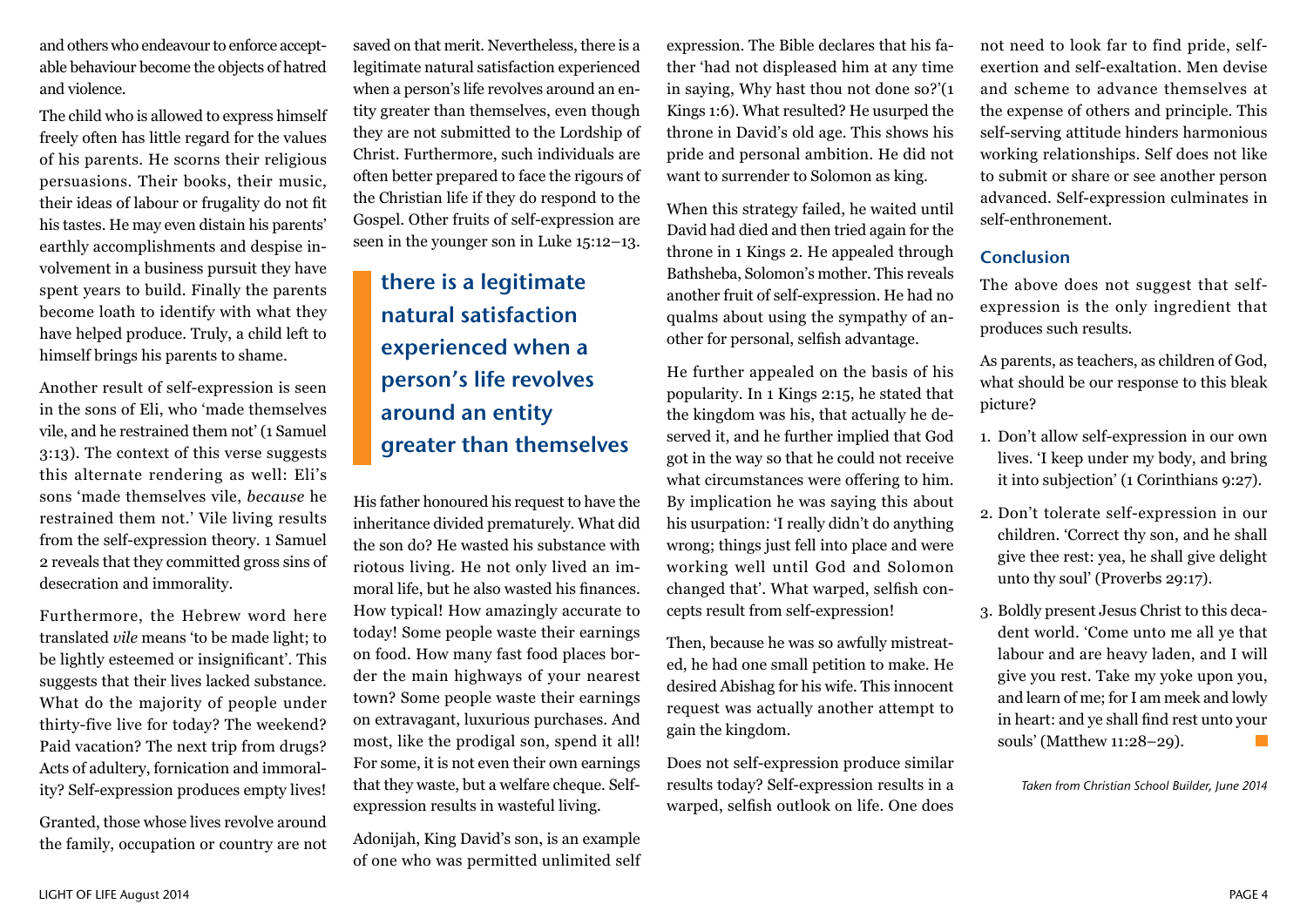and others who endeavour to enforce acceptable behaviour become the objects of hatred and violence.

The child who is allowed to express himself freely often has little regard for the values of his parents. He scorns their religious persuasions. Their books, their music, their ideas of labour or frugality do not fit his tastes. He may even distain his parents' earthly accomplishments and despise involvement in a business pursuit they have spent years to build. Finally the parents become loath to identify with what they have helped produce. Truly, a child left to himself brings his parents to shame.

Another result of self-expression is seen in the sons of Eli, who 'made themselves vile, and he restrained them not' (1 Samuel 3:13). The context of this verse suggests this alternate rendering as well: Eli's sons 'made themselves vile, *because* he restrained them not.' Vile living results from the self-expression theory. 1 Samuel 2 reveals that they committed gross sins of desecration and immorality.

Furthermore, the Hebrew word here translated *vile* means 'to be made light; to be lightly esteemed or insignificant'. This suggests that their lives lacked substance. What do the majority of people under thirty-five live for today? The weekend? Paid vacation? The next trip from drugs? Acts of adultery, fornication and immorality? Self-expression produces empty lives!

Granted, those whose lives revolve around the family, occupation or country are not saved on that merit. Nevertheless, there is a legitimate natural satisfaction experienced when a person's life revolves around an entity greater than themselves, even though they are not submitted to the Lordship of Christ. Furthermore, such individuals are often better prepared to face the rigours of the Christian life if they do respond to the Gospel. Other fruits of self-expression are seen in the younger son in Luke 15:12–13.

> **there is a legitimate natural satisfaction experienced when a person's life revolves around an entity greater than themselves**

His father honoured his request to have the inheritance divided prematurely. What did the son do? He wasted his substance with riotous living. He not only lived an immoral life, but he also wasted his finances. How typical! How amazingly accurate to today! Some people waste their earnings on food. How many fast food places border the main highways of your nearest town? Some people waste their earnings on extravagant, luxurious purchases. And most, like the prodigal son, spend it all! For some, it is not even their own earnings that they waste, but a welfare cheque. Self-expression results in wasteful living.

Adonijah, King David's son, is an example of one who was permitted unlimited self expression. The Bible declares that his father 'had not displeased him at any time in saying, Why hast thou not done so?'(1 Kings 1:6). What resulted? He usurped the throne in David's old age. This shows his pride and personal ambition. He did not want to surrender to Solomon as king.

When this strategy failed, he waited until David had died and then tried again for the throne in 1 Kings 2. He appealed through Bathsheba, Solomon's mother. This reveals another fruit of self-expression. He had no qualms about using the sympathy of another for personal, selfish advantage.

He further appealed on the basis of his popularity. In 1 Kings 2:15, he stated that the kingdom was his, that actually he deserved it, and he further implied that God got in the way so that he could not receive what circumstances were offering to him. By implication he was saying this about his usurpation: 'I really didn't do anything wrong; things just fell into place and were working well until God and Solomon changed that'. What warped, selfish concepts result from self-expression!

Then, because he was so awfully mistreated, he had one small petition to make. He desired Abishag for his wife. This innocent request was actually another attempt to gain the kingdom.

Does not self-expression produce similar results today? Self-expression results in a warped, selfish outlook on life. One does not need to look far to find pride, self-exertion and self-exaltation. Men devise and scheme to advance themselves at the expense of others and principle. This self-serving attitude hinders harmonious working relationships. Self does not like to submit or share or see another person advanced. Self-expression culminates in self-enthronement.

## Conclusion

The above does not suggest that self-expression is the only ingredient that produces such results.

As parents, as teachers, as children of God, what should be our response to this bleak picture?

1. Don't allow self-expression in our own lives. 'I keep under my body, and bring it into subjection' (1 Corinthians 9:27).
2. Don't tolerate self-expression in our children. 'Correct thy son, and he shall give thee rest: yea, he shall give delight unto thy soul' (Proverbs 29:17).
3. Boldly present Jesus Christ to this decadent world. 'Come unto me all ye that labour and are heavy laden, and I will give you rest. Take my yoke upon you, and learn of me; for I am meek and lowly in heart: and ye shall find rest unto your souls' (Matthew 11:28–29).

*Taken from Christian School Builder, June 2014*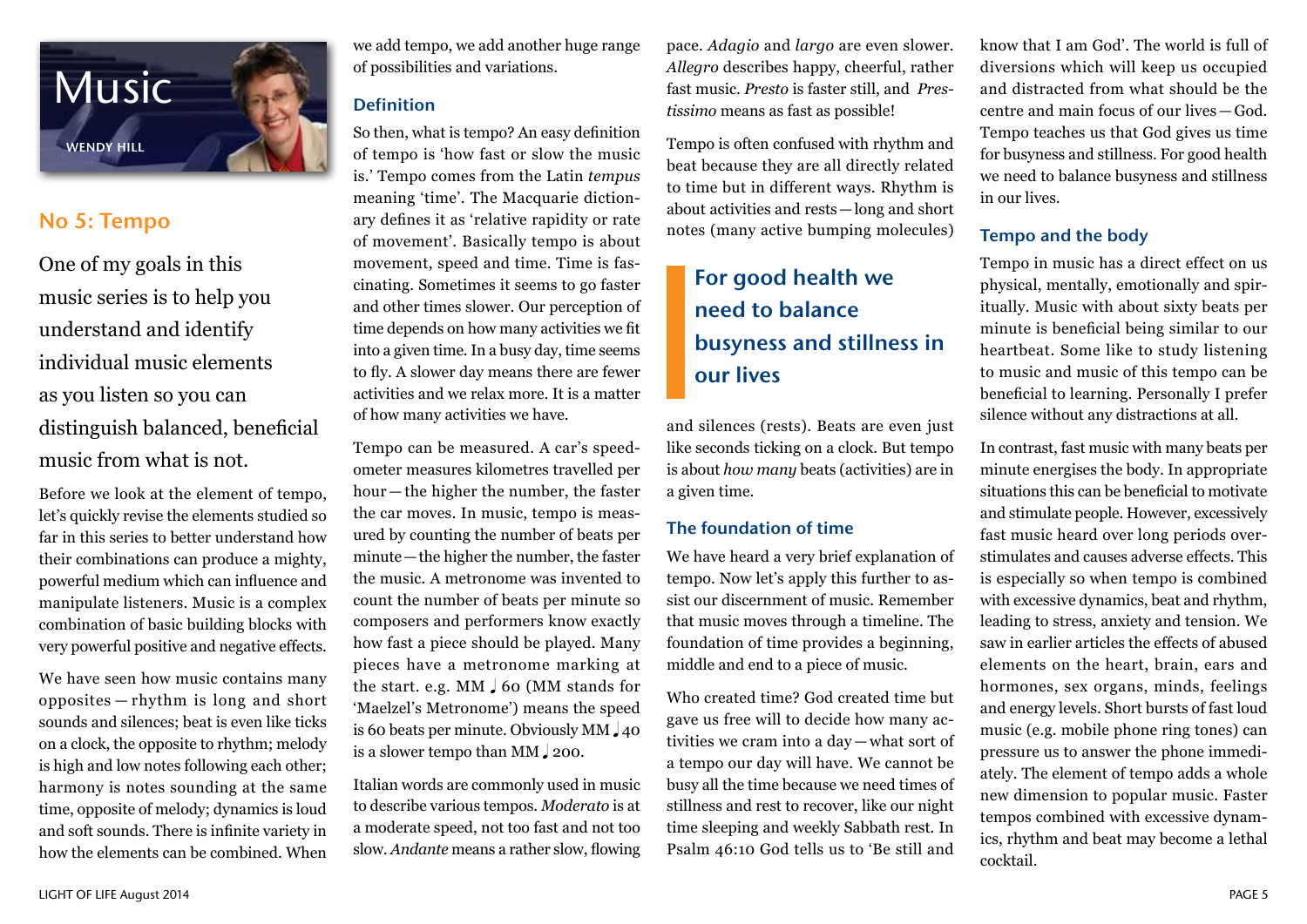# Music

WENDY HILL

## No 5: Tempo

One of my goals in this music series is to help you understand and identify individual music elements as you listen so you can distinguish balanced, beneficial music from what is not.

Before we look at the element of tempo, let's quickly revise the elements studied so far in this series to better understand how their combinations can produce a mighty, powerful medium which can influence and manipulate listeners. Music is a complex combination of basic building blocks with very powerful positive and negative effects.

We have seen how music contains many opposites—rhythm is long and short sounds and silences; beat is even like ticks on a clock, the opposite to rhythm; melody is high and low notes following each other; harmony is notes sounding at the same time, opposite of melody; dynamics is loud and soft sounds. There is infinite variety in how the elements can be combined. When we add tempo, we add another huge range of possibilities and variations.

### Definition

So then, what is tempo? An easy definition of tempo is 'how fast or slow the music is.' Tempo comes from the Latin *tempus* meaning 'time'. The Macquarie dictionary defines it as 'relative rapidity or rate of movement'. Basically tempo is about movement, speed and time. Time is fascinating. Sometimes it seems to go faster and other times slower. Our perception of time depends on how many activities we fit into a given time. In a busy day, time seems to fly. A slower day means there are fewer activities and we relax more. It is a matter of how many activities we have.

Tempo can be measured. A car's speedometer measures kilometres travelled per hour—the higher the number, the faster the car moves. In music, tempo is measured by counting the number of beats per minute—the higher the number, the faster the music. A metronome was invented to count the number of beats per minute so composers and performers know exactly how fast a piece should be played. Many pieces have a metronome marking at the start. e.g. MM ♩ 60 (MM stands for 'Maelzel's Metronome') means the speed is 60 beats per minute. Obviously MM ♩ 40 is a slower tempo than MM ♩ 200.

Italian words are commonly used in music to describe various tempos. *Moderato* is at a moderate speed, not too fast and not too slow. *Andante* means a rather slow, flowing pace. *Adagio* and *largo* are even slower. *Allegro* describes happy, cheerful, rather fast music. *Presto* is faster still, and *Prestissimo* means as fast as possible!

Tempo is often confused with rhythm and beat because they are all directly related to time but in different ways. Rhythm is about activities and rests—long and short notes (many active bumping molecules) and silences (rests). Beats are even just like seconds ticking on a clock. But tempo is about *how many* beats (activities) are in a given time.

> **For good health we need to balance busyness and stillness in our lives**

### The foundation of time

We have heard a very brief explanation of tempo. Now let's apply this further to assist our discernment of music. Remember that music moves through a timeline. The foundation of time provides a beginning, middle and end to a piece of music.

Who created time? God created time but gave us free will to decide how many activities we cram into a day—what sort of a tempo our day will have. We cannot be busy all the time because we need times of stillness and rest to recover, like our night time sleeping and weekly Sabbath rest. In Psalm 46:10 God tells us to 'Be still and know that I am God'. The world is full of diversions which will keep us occupied and distracted from what should be the centre and main focus of our lives—God. Tempo teaches us that God gives us time for busyness and stillness. For good health we need to balance busyness and stillness in our lives.

### Tempo and the body

Tempo in music has a direct effect on us physical, mentally, emotionally and spiritually. Music with about sixty beats per minute is beneficial being similar to our heartbeat. Some like to study listening to music and music of this tempo can be beneficial to learning. Personally I prefer silence without any distractions at all.

In contrast, fast music with many beats per minute energises the body. In appropriate situations this can be beneficial to motivate and stimulate people. However, excessively fast music heard over long periods overstimulates and causes adverse effects. This is especially so when tempo is combined with excessive dynamics, beat and rhythm, leading to stress, anxiety and tension. We saw in earlier articles the effects of abused elements on the heart, brain, ears and hormones, sex organs, minds, feelings and energy levels. Short bursts of fast loud music (e.g. mobile phone ring tones) can pressure us to answer the phone immediately. The element of tempo adds a whole new dimension to popular music. Faster tempos combined with excessive dynamics, rhythm and beat may become a lethal cocktail.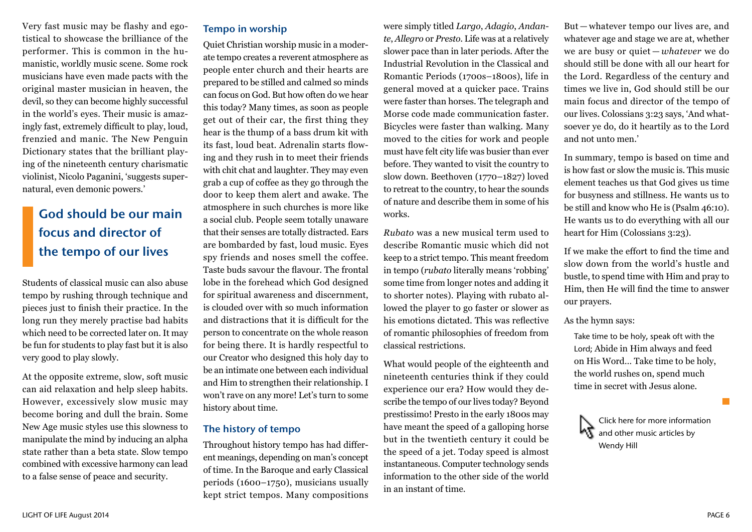Very fast music may be flashy and egotistical to showcase the brilliance of the performer. This is common in the humanistic, worldly music scene. Some rock musicians have even made pacts with the original master musician in heaven, the devil, so they can become highly successful in the world's eyes. Their music is amazingly fast, extremely difficult to play, loud, frenzied and manic. The New Penguin Dictionary states that the brilliant playing of the nineteenth century charismatic violinist, Nicolo Paganini, 'suggests supernatural, even demonic powers.'

> **God should be our main focus and director of the tempo of our lives**

Students of classical music can also abuse tempo by rushing through technique and pieces just to finish their practice. In the long run they merely practise bad habits which need to be corrected later on. It may be fun for students to play fast but it is also very good to play slowly.

At the opposite extreme, slow, soft music can aid relaxation and help sleep habits. However, excessively slow music may become boring and dull the brain. Some New Age music styles use this slowness to manipulate the mind by inducing an alpha state rather than a beta state. Slow tempo combined with excessive harmony can lead to a false sense of peace and security.

## Tempo in worship

Quiet Christian worship music in a moderate tempo creates a reverent atmosphere as people enter church and their hearts are prepared to be stilled and calmed so minds can focus on God. But how often do we hear this today? Many times, as soon as people get out of their car, the first thing they hear is the thump of a bass drum kit with its fast, loud beat. Adrenalin starts flowing and they rush in to meet their friends with chit chat and laughter. They may even grab a cup of coffee as they go through the door to keep them alert and awake. The atmosphere in such churches is more like a social club. People seem totally unaware that their senses are totally distracted. Ears are bombarded by fast, loud music. Eyes spy friends and noses smell the coffee. Taste buds savour the flavour. The frontal lobe in the forehead which God designed for spiritual awareness and discernment, is clouded over with so much information and distractions that it is difficult for the person to concentrate on the whole reason for being there. It is hardly respectful to our Creator who designed this holy day to be an intimate one between each individual and Him to strengthen their relationship. I won't rave on any more! Let's turn to some history about time.

## The history of tempo

Throughout history tempo has had different meanings, depending on man's concept of time. In the Baroque and early Classical periods (1600–1750), musicians usually kept strict tempos. Many compositions were simply titled *Largo*, *Adagio*, *Andante*, *Allegro* or *Presto*. Life was at a relatively slower pace than in later periods. After the Industrial Revolution in the Classical and Romantic Periods (1700s–1800s), life in general moved at a quicker pace. Trains were faster than horses. The telegraph and Morse code made communication faster. Bicycles were faster than walking. Many moved to the cities for work and people must have felt city life was busier than ever before. They wanted to visit the country to slow down. Beethoven (1770–1827) loved to retreat to the country, to hear the sounds of nature and describe them in some of his works.

*Rubato* was a new musical term used to describe Romantic music which did not keep to a strict tempo. This meant freedom in tempo (*rubato* literally means 'robbing' some time from longer notes and adding it to shorter notes). Playing with rubato allowed the player to go faster or slower as his emotions dictated. This was reflective of romantic philosophies of freedom from classical restrictions.

What would people of the eighteenth and nineteenth centuries think if they could experience our era? How would they describe the tempo of our lives today? Beyond prestissimo! Presto in the early 1800s may have meant the speed of a galloping horse but in the twentieth century it could be the speed of a jet. Today speed is almost instantaneous. Computer technology sends information to the other side of the world in an instant of time.

But — whatever tempo our lives are, and whatever age and stage we are at, whether we are busy or quiet — *whatever* we do should still be done with all our heart for the Lord. Regardless of the century and times we live in, God should still be our main focus and director of the tempo of our lives. Colossians 3:23 says, 'And whatsoever ye do, do it heartily as to the Lord and not unto men.'

In summary, tempo is based on time and is how fast or slow the music is. This music element teaches us that God gives us time for busyness and stillness. He wants us to be still and know who He is (Psalm 46:10). He wants us to do everything with all our heart for Him (Colossians 3:23).

If we make the effort to find the time and slow down from the world's hustle and bustle, to spend time with Him and pray to Him, then He will find the time to answer our prayers.

As the hymn says:

> Take time to be holy, speak oft with the Lord; Abide in Him always and feed on His Word... Take time to be holy, the world rushes on, spend much time in secret with Jesus alone.

Click here for more information and other music articles by Wendy Hill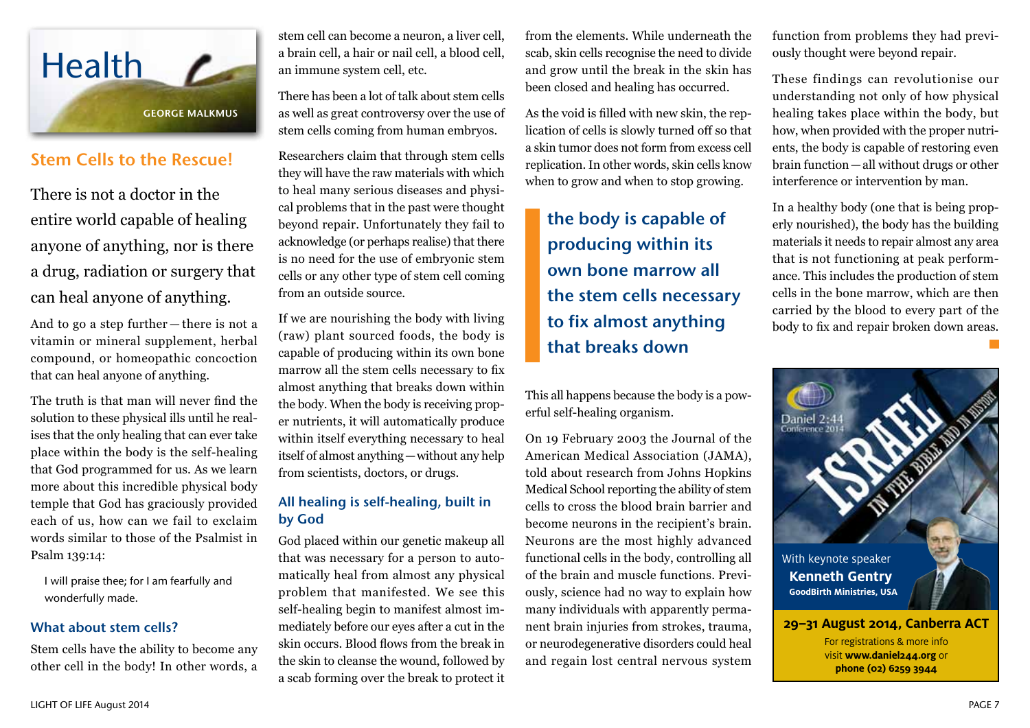# Health

GEORGE MALKMUS

## Stem Cells to the Rescue!

There is not a doctor in the entire world capable of healing anyone of anything, nor is there a drug, radiation or surgery that can heal anyone of anything.

And to go a step further—there is not a vitamin or mineral supplement, herbal compound, or homeopathic concoction that can heal anyone of anything.

The truth is that man will never find the solution to these physical ills until he realises that the only healing that can ever take place within the body is the self-healing that God programmed for us. As we learn more about this incredible physical body temple that God has graciously provided each of us, how can we fail to exclaim words similar to those of the Psalmist in Psalm 139:14:

> I will praise thee; for I am fearfully and wonderfully made.

### What about stem cells?

Stem cells have the ability to become any other cell in the body! In other words, a stem cell can become a neuron, a liver cell, a brain cell, a hair or nail cell, a blood cell, an immune system cell, etc.

There has been a lot of talk about stem cells as well as great controversy over the use of stem cells coming from human embryos.

Researchers claim that through stem cells they will have the raw materials with which to heal many serious diseases and physical problems that in the past were thought beyond repair. Unfortunately they fail to acknowledge (or perhaps realise) that there is no need for the use of embryonic stem cells or any other type of stem cell coming from an outside source.

If we are nourishing the body with living (raw) plant sourced foods, the body is capable of producing within its own bone marrow all the stem cells necessary to fix almost anything that breaks down within the body. When the body is receiving proper nutrients, it will automatically produce within itself everything necessary to heal itself of almost anything—without any help from scientists, doctors, or drugs.

### All healing is self-healing, built in by God

God placed within our genetic makeup all that was necessary for a person to automatically heal from almost any physical problem that manifested. We see this self-healing begin to manifest almost immediately before our eyes after a cut in the skin occurs. Blood flows from the break in the skin to cleanse the wound, followed by a scab forming over the break to protect it from the elements. While underneath the scab, skin cells recognise the need to divide and grow until the break in the skin has been closed and healing has occurred.

As the void is filled with new skin, the replication of cells is slowly turned off so that a skin tumor does not form from excess cell replication. In other words, skin cells know when to grow and when to stop growing.

> **the body is capable of producing within its own bone marrow all the stem cells necessary to fix almost anything that breaks down**

This all happens because the body is a powerful self-healing organism.

On 19 February 2003 the Journal of the American Medical Association (JAMA), told about research from Johns Hopkins Medical School reporting the ability of stem cells to cross the blood brain barrier and become neurons in the recipient's brain. Neurons are the most highly advanced functional cells in the body, controlling all of the brain and muscle functions. Previously, science had no way to explain how many individuals with apparently permanent brain injuries from strokes, trauma, or neurodegenerative disorders could heal and regain lost central nervous system function from problems they had previously thought were beyond repair.

These findings can revolutionise our understanding not only of how physical healing takes place within the body, but how, when provided with the proper nutrients, the body is capable of restoring even brain function—all without drugs or other interference or intervention by man.

In a healthy body (one that is being properly nourished), the body has the building materials it needs to repair almost any area that is not functioning at peak performance. This includes the production of stem cells in the bone marrow, which are then carried by the blood to every part of the body to fix and repair broken down areas.

---

Daniel 2:44 Conference 2014

**ISRAEL** IN THE BIBLE AND IN HISTORY

With keynote speaker **Kenneth Gentry**
**GoodBirth Ministries, USA**

**29–31 August 2014, Canberra ACT**

For registrations & more info visit **www.daniel244.org** or **phone (02) 6259 3944**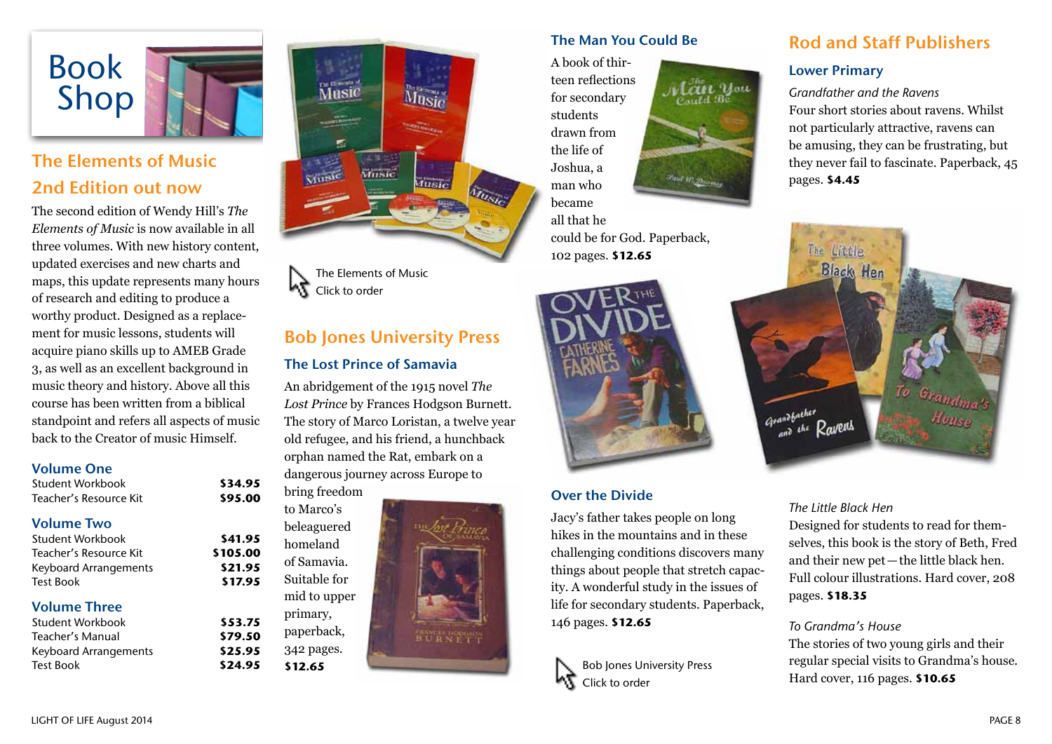# Book Shop

## The Elements of Music 2nd Edition out now

The second edition of Wendy Hill's *The Elements of Music* is now available in all three volumes. With new history content, updated exercises and new charts and maps, this update represents many hours of research and editing to produce a worthy product. Designed as a replacement for music lessons, students will acquire piano skills up to AMEB Grade 3, as well as an excellent background in music theory and history. Above all this course has been written from a biblical standpoint and refers all aspects of music back to the Creator of music Himself.

### Volume One

| | |
|---|---|
| Student Workbook | **$34.95** |
| Teacher's Resource Kit | **$95.00** |

### Volume Two

| | |
|---|---|
| Student Workbook | **$41.95** |
| Teacher's Resource Kit | **$105.00** |
| Keyboard Arrangements | **$21.95** |
| Test Book | **$17.95** |

### Volume Three

| | |
|---|---|
| Student Workbook | **$53.75** |
| Teacher's Manual | **$79.50** |
| Keyboard Arrangements | **$25.95** |
| Test Book | **$24.95** |

The Elements of Music
Click to order

## Bob Jones University Press

### The Lost Prince of Samavia

An abridgement of the 1915 novel *The Lost Prince* by Frances Hodgson Burnett. The story of Marco Loristan, a twelve year old refugee, and his friend, a hunchback orphan named the Rat, embark on a dangerous journey across Europe to bring freedom to Marco's beleaguered homeland of Samavia. Suitable for mid to upper primary, paperback, 342 pages. **$12.65**

### The Man You Could Be

A book of thirteen reflections for secondary students drawn from the life of Joshua, a man who became all that he could be for God. Paperback, 102 pages. **$12.65**

### Over the Divide

Jacy's father takes people on long hikes in the mountains and in these challenging conditions discovers many things about people that stretch capacity. A wonderful study in the issues of life for secondary students. Paperback, 146 pages. **$12.65**

Bob Jones University Press
Click to order

## Rod and Staff Publishers

### Lower Primary

*Grandfather and the Ravens*
Four short stories about ravens. Whilst not particularly attractive, ravens can be amusing, they can be frustrating, but they never fail to fascinate. Paperback, 45 pages. **$4.45**

*The Little Black Hen*
Designed for students to read for themselves, this book is the story of Beth, Fred and their new pet—the little black hen. Full colour illustrations. Hard cover, 208 pages. **$18.35**

*To Grandma's House*
The stories of two young girls and their regular special visits to Grandma's house. Hard cover, 116 pages. **$10.65**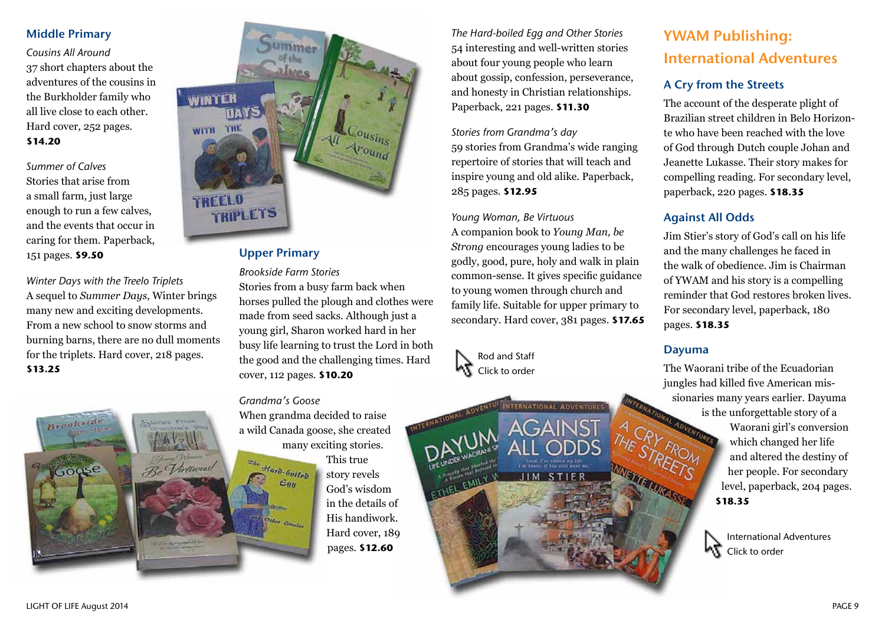## Middle Primary

*Cousins All Around*
37 short chapters about the adventures of the cousins in the Burkholder family who all live close to each other. Hard cover, 252 pages. **$14.20**

*Summer of Calves*
Stories that arise from a small farm, just large enough to run a few calves, and the events that occur in caring for them. Paperback, 151 pages. **$9.50**

*Winter Days with the Treelo Triplets*
A sequel to *Summer Days*, Winter brings many new and exciting developments. From a new school to snow storms and burning barns, there are no dull moments for the triplets. Hard cover, 218 pages. **$13.25**

## Upper Primary

*Brookside Farm Stories*
Stories from a busy farm back when horses pulled the plough and clothes were made from seed sacks. Although just a young girl, Sharon worked hard in her busy life learning to trust the Lord in both the good and the challenging times. Hard cover, 112 pages. **$10.20**

*Grandma's Goose*
When grandma decided to raise a wild Canada goose, she created many exciting stories. This true story revels God's wisdom in the details of His handiwork. Hard cover, 189 pages. **$12.60**

*The Hard-boiled Egg and Other Stories*
54 interesting and well-written stories about four young people who learn about gossip, confession, perseverance, and honesty in Christian relationships. Paperback, 221 pages. **$11.30**

*Stories from Grandma's day*
59 stories from Grandma's wide ranging repertoire of stories that will teach and inspire young and old alike. Paperback, 285 pages. **$12.95**

*Young Woman, Be Virtuous*
A companion book to *Young Man, be Strong* encourages young ladies to be godly, good, pure, holy and walk in plain common-sense. It gives specific guidance to young women through church and family life. Suitable for upper primary to secondary. Hard cover, 381 pages. **$17.65**

Rod and Staff
Click to order

# YWAM Publishing: International Adventures

## A Cry from the Streets

The account of the desperate plight of Brazilian street children in Belo Horizonte who have been reached with the love of God through Dutch couple Johan and Jeanette Lukasse. Their story makes for compelling reading. For secondary level, paperback, 220 pages. **$18.35**

## Against All Odds

Jim Stier's story of God's call on his life and the many challenges he faced in the walk of obedience. Jim is Chairman of YWAM and his story is a compelling reminder that God restores broken lives. For secondary level, paperback, 180 pages. **$18.35**

## Dayuma

The Waorani tribe of the Ecuadorian jungles had killed five American missionaries many years earlier. Dayuma is the unforgettable story of a Waorani girl's conversion which changed her life and altered the destiny of her people. For secondary level, paperback, 204 pages. **$18.35**

International Adventures
Click to order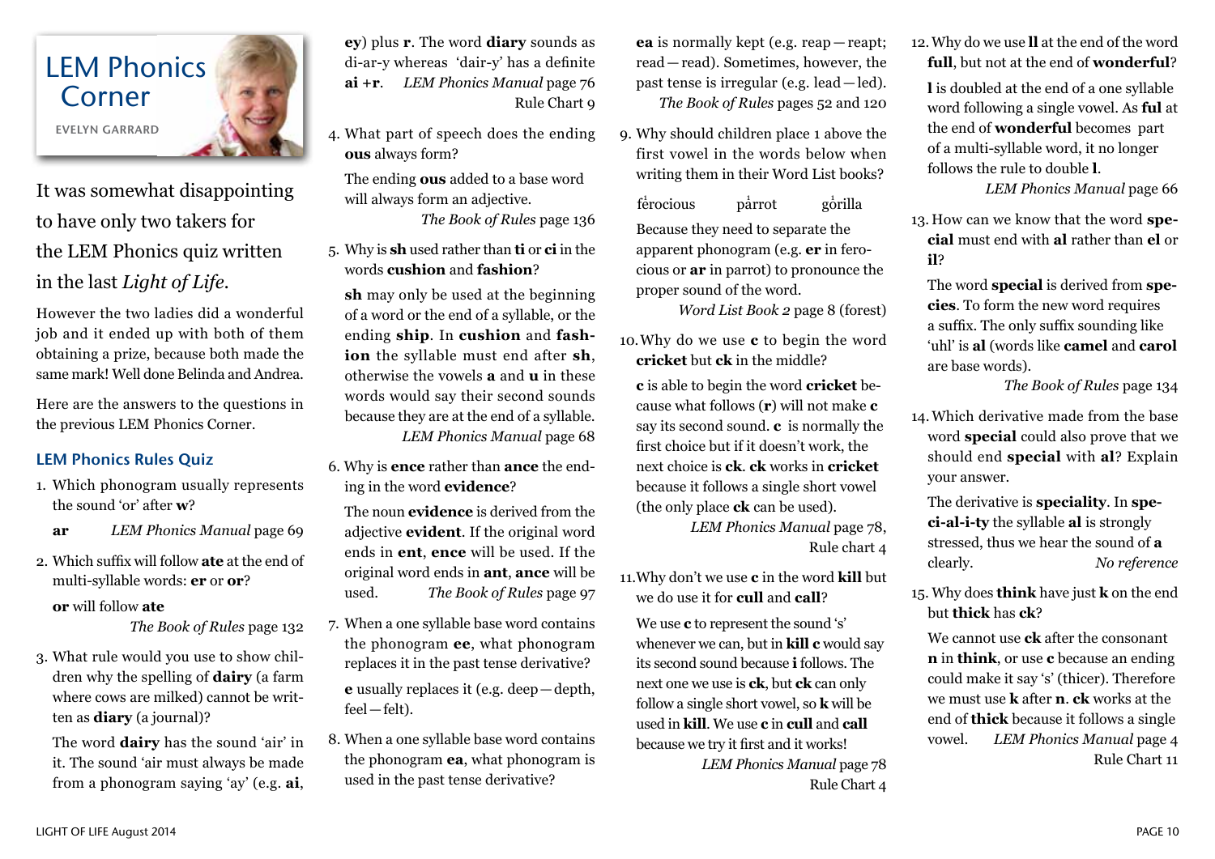# LEM Phonics Corner

EVELYN GARRARD

It was somewhat disappointing to have only two takers for the LEM Phonics quiz written in the last *Light of Life*.

However the two ladies did a wonderful job and it ended up with both of them obtaining a prize, because both made the same mark! Well done Belinda and Andrea.

Here are the answers to the questions in the previous LEM Phonics Corner.

## LEM Phonics Rules Quiz

1. Which phonogram usually represents the sound 'or' after **w**?

   **ar** *LEM Phonics Manual* page 69

2. Which suffix will follow **ate** at the end of multi-syllable words: **er** or **or**?

   **or** will follow **ate**
   *The Book of Rules* page 132

3. What rule would you use to show children why the spelling of **dairy** (a farm where cows are milked) cannot be written as **diary** (a journal)?

   The word **dairy** has the sound 'air' in it. The sound 'air must always be made from a phonogram saying 'ay' (e.g. **ai**, **ey**) plus **r**. The word **diary** sounds as di-ar-y whereas 'dair-y' has a definite **ai** +**r**. *LEM Phonics Manual* page 76 Rule Chart 9

4. What part of speech does the ending **ous** always form?

   The ending **ous** added to a base word will always form an adjective.
   *The Book of Rules* page 136

5. Why is **sh** used rather than **ti** or **ci** in the words **cushion** and **fashion**?

   **sh** may only be used at the beginning of a word or the end of a syllable, or the ending **ship**. In **cushion** and **fashion** the syllable must end after **sh**, otherwise the vowels **a** and **u** in these words would say their second sounds because they are at the end of a syllable. *LEM Phonics Manual* page 68

6. Why is **ence** rather than **ance** the ending in the word **evidence**?

   The noun **evidence** is derived from the adjective **evident**. If the original word ends in **ent**, **ence** will be used. If the original word ends in **ant**, **ance** will be used. *The Book of Rules* page 97

7. When a one syllable base word contains the phonogram **ee**, what phonogram replaces it in the past tense derivative?

   **e** usually replaces it (e.g. deep—depth, feel—felt).

8. When a one syllable base word contains the phonogram **ea**, what phonogram is used in the past tense derivative?

   **ea** is normally kept (e.g. reap—reapt; read—read). Sometimes, however, the past tense is irregular (e.g. lead—led).
   *The Book of Rules* pages 52 and 120

9. Why should children place 1 above the first vowel in the words below when writing them in their Word List books?

   fe[1]rocious pa[1]rrot go[1]rilla

   Because they need to separate the apparent phonogram (e.g. **er** in ferocious or **ar** in parrot) to pronounce the proper sound of the word.
   *Word List Book 2* page 8 (forest)

10. Why do we use **c** to begin the word **cricket** but **ck** in the middle?

    **c** is able to begin the word **cricket** because what follows (**r**) will not make **c** say its second sound. **c** is normally the first choice but if it doesn't work, the next choice is **ck**. **ck** works in **cricket** because it follows a single short vowel (the only place **ck** can be used).
    *LEM Phonics Manual* page 78, Rule chart 4

11. Why don't we use **c** in the word **kill** but we do use it for **cull** and **call**?

    We use **c** to represent the sound 's' whenever we can, but in **kill c** would say its second sound because **i** follows. The next one we use is **ck**, but **ck** can only follow a single short vowel, so **k** will be used in **kill**. We use **c** in **cull** and **call** because we try it first and it works!
    *LEM Phonics Manual* page 78 Rule Chart 4

12. Why do we use **ll** at the end of the word **full**, but not at the end of **wonderful**?

    **l** is doubled at the end of a one syllable word following a single vowel. As **ful** at the end of **wonderful** becomes part of a multi-syllable word, it no longer follows the rule to double **l**.
    *LEM Phonics Manual* page 66

13. How can we know that the word **special** must end with **al** rather than **el** or **il**?

    The word **special** is derived from **species**. To form the new word requires a suffix. The only suffix sounding like 'uhl' is **al** (words like **camel** and **carol** are base words).
    *The Book of Rules* page 134

14. Which derivative made from the base word **special** could also prove that we should end **special** with **al**? Explain your answer.

    The derivative is **speciality**. In **spe-ci-al-i-ty** the syllable **al** is strongly stressed, thus we hear the sound of **a** clearly. *No reference*

15. Why does **think** have just **k** on the end but **thick** has **ck**?

    We cannot use **ck** after the consonant **n** in **think**, or use **c** because an ending could make it say 's' (thicer). Therefore we must use **k** after **n**. **ck** works at the end of **thick** because it follows a single vowel. *LEM Phonics Manual* page 4 Rule Chart 11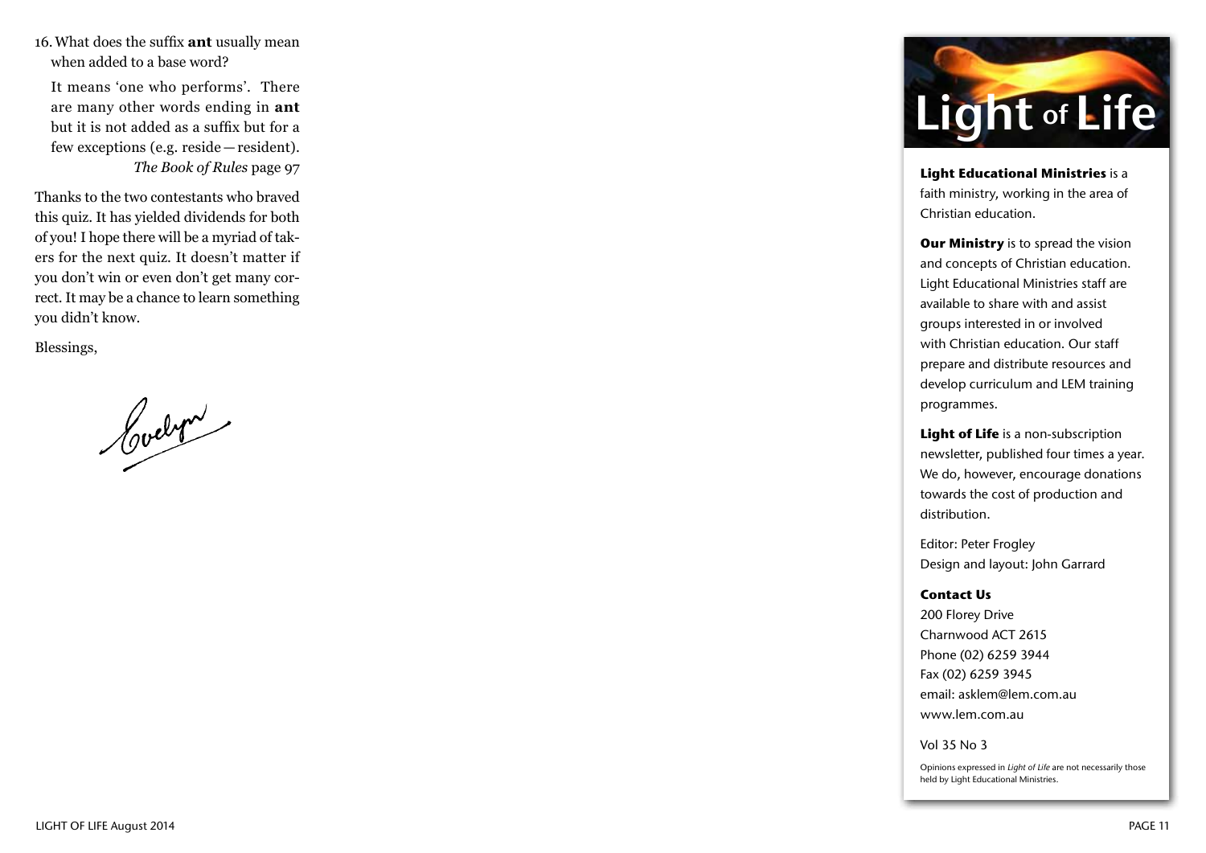16. What does the suffix **ant** usually mean when added to a base word?

    It means 'one who performs'. There are many other words ending in **ant** but it is not added as a suffix but for a few exceptions (e.g. reside — resident).
    *The Book of Rules* page 97

Thanks to the two contestants who braved this quiz. It has yielded dividends for both of you! I hope there will be a myriad of takers for the next quiz. It doesn't matter if you don't win or even don't get many correct. It may be a chance to learn something you didn't know.

Blessings,

Evelyn

# Light of Life

**Light Educational Ministries** is a faith ministry, working in the area of Christian education.

**Our Ministry** is to spread the vision and concepts of Christian education. Light Educational Ministries staff are available to share with and assist groups interested in or involved with Christian education. Our staff prepare and distribute resources and develop curriculum and LEM training programmes.

**Light of Life** is a non-subscription newsletter, published four times a year. We do, however, encourage donations towards the cost of production and distribution.

Editor: Peter Frogley
Design and layout: John Garrard

**Contact Us**
200 Florey Drive
Charnwood ACT 2615
Phone (02) 6259 3944
Fax (02) 6259 3945
email: asklem@lem.com.au
www.lem.com.au

Vol 35 No 3

Opinions expressed in *Light of Life* are not necessarily those held by Light Educational Ministries.